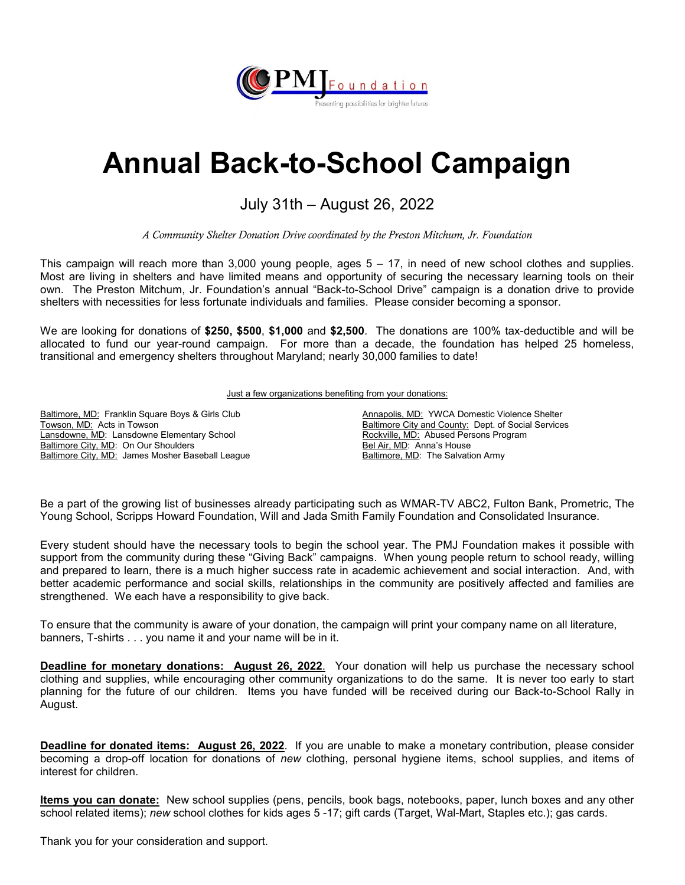PMJ Foundation

Presenting possibilities for brighter futures

# Annual Back-to-School Campaign

## July 31th – August 26, 2022

*A Community Shelter Donation Drive coordinated by the Preston Mitchum, Jr. Foundation*

This campaign will reach more than 3,000 young people, ages 5 – 17, in need of new school clothes and supplies. Most are living in shelters and have limited means and opportunity of securing the necessary learning tools on their own. The Preston Mitchum, Jr. Foundation's annual "Back-to-School Drive" campaign is a donation drive to provide shelters with necessities for less fortunate individuals and families. Please consider becoming a sponsor.

We are looking for donations of **$250, $500**, **$1,000** and **$2,500**. The donations are 100% tax-deductible and will be allocated to fund our year-round campaign. For more than a decade, the foundation has helped 25 homeless, transitional and emergency shelters throughout Maryland; nearly 30,000 families to date!

Just a few organizations benefiting from your donations:

- Baltimore, MD: Franklin Square Boys & Girls Club
- Towson, MD: Acts in Towson
- Lansdowne, MD: Lansdowne Elementary School
- Baltimore City, MD: On Our Shoulders
- Baltimore City, MD: James Mosher Baseball League
- Annapolis, MD: YWCA Domestic Violence Shelter
- Baltimore City and County: Dept. of Social Services
- Rockville, MD: Abused Persons Program
- Bel Air, MD: Anna's House
- Baltimore, MD: The Salvation Army

Be a part of the growing list of businesses already participating such as WMAR-TV ABC2, Fulton Bank, Prometric, The Young School, Scripps Howard Foundation, Will and Jada Smith Family Foundation and Consolidated Insurance.

Every student should have the necessary tools to begin the school year. The PMJ Foundation makes it possible with support from the community during these "Giving Back" campaigns. When young people return to school ready, willing and prepared to learn, there is a much higher success rate in academic achievement and social interaction. And, with better academic performance and social skills, relationships in the community are positively affected and families are strengthened. We each have a responsibility to give back.

To ensure that the community is aware of your donation, the campaign will print your company name on all literature, banners, T-shirts . . . you name it and your name will be in it.

**Deadline for monetary donations: August 26, 2022**. Your donation will help us purchase the necessary school clothing and supplies, while encouraging other community organizations to do the same. It is never too early to start planning for the future of our children. Items you have funded will be received during our Back-to-School Rally in August.

**Deadline for donated items: August 26, 2022**. If you are unable to make a monetary contribution, please consider becoming a drop-off location for donations of *new* clothing, personal hygiene items, school supplies, and items of interest for children.

**Items you can donate:** New school supplies (pens, pencils, book bags, notebooks, paper, lunch boxes and any other school related items); *new* school clothes for kids ages 5 -17; gift cards (Target, Wal-Mart, Staples etc.); gas cards.

Thank you for your consideration and support.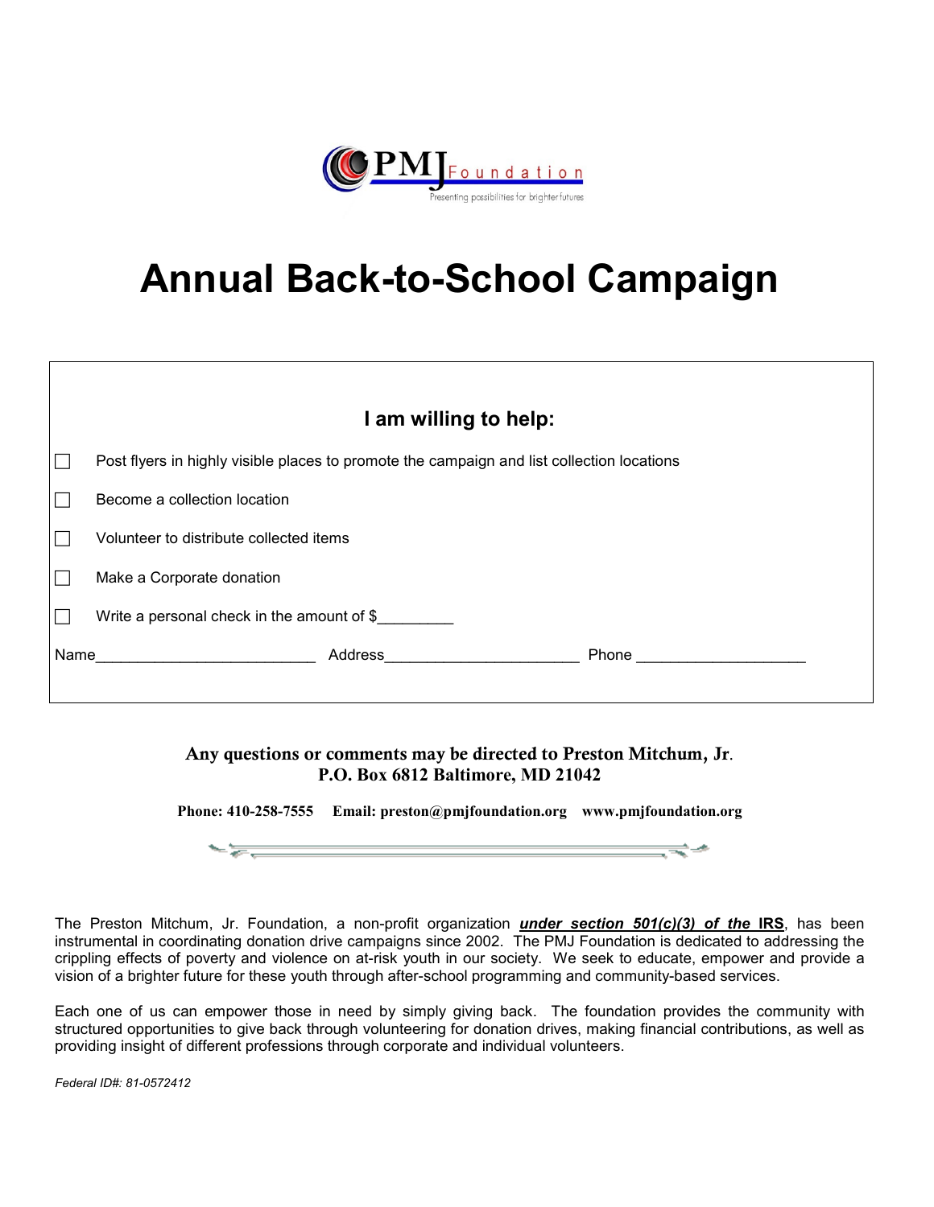PMJ Foundation

Presenting possibilities for brighter futures

# Annual Back-to-School Campaign

**I am willing to help:**

- ☐ Post flyers in highly visible places to promote the campaign and list collection locations
- ☐ Become a collection location
- ☐ Volunteer to distribute collected items
- ☐ Make a Corporate donation
- ☐ Write a personal check in the amount of $_________

Name__________________________ Address_______________________ Phone ____________________

**Any questions or comments may be directed to Preston Mitchum, Jr.**
**P.O. Box 6812 Baltimore, MD 21042**

**Phone: 410-258-7555 Email: preston@pmjfoundation.org www.pmjfoundation.org**

The Preston Mitchum, Jr. Foundation, a non-profit organization ***under section 501(c)(3) of the* IRS**, has been instrumental in coordinating donation drive campaigns since 2002. The PMJ Foundation is dedicated to addressing the crippling effects of poverty and violence on at-risk youth in our society. We seek to educate, empower and provide a vision of a brighter future for these youth through after-school programming and community-based services.

Each one of us can empower those in need by simply giving back. The foundation provides the community with structured opportunities to give back through volunteering for donation drives, making financial contributions, as well as providing insight of different professions through corporate and individual volunteers.

*Federal ID#: 81-0572412*